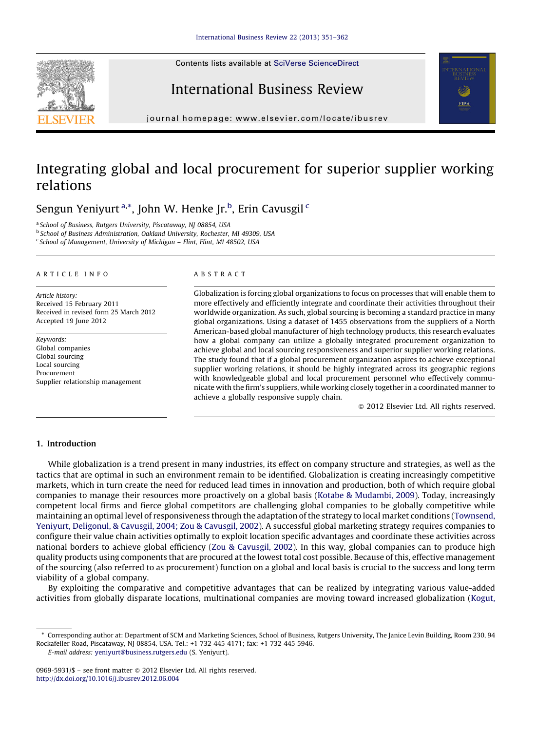# Integrating global and local procurement for superior supplier working relations

Sengun Yeniyurt [a,*], John W. Henke Jr. [b], Erin Cavusgil [c]

[a] School of Business, Rutgers University, Piscataway, NJ 08854, USA
[b] School of Business Administration, Oakland University, Rochester, MI 49309, USA
[c] School of Management, University of Michigan – Flint, Flint, MI 48502, USA

ARTICLE INFO

*Article history:*
Received 15 February 2011
Received in revised form 25 March 2012
Accepted 19 June 2012

*Keywords:*
Global companies
Global sourcing
Local sourcing
Procurement
Supplier relationship management

ABSTRACT

Globalization is forcing global organizations to focus on processes that will enable them to more effectively and efficiently integrate and coordinate their activities throughout their worldwide organization. As such, global sourcing is becoming a standard practice in many global organizations. Using a dataset of 1455 observations from the suppliers of a North American-based global manufacturer of high technology products, this research evaluates how a global company can utilize a globally integrated procurement organization to achieve global and local sourcing responsiveness and superior supplier working relations. The study found that if a global procurement organization aspires to achieve exceptional supplier working relations, it should be highly integrated across its geographic regions with knowledgeable global and local procurement personnel who effectively communicate with the firm's suppliers, while working closely together in a coordinated manner to achieve a globally responsive supply chain.

© 2012 Elsevier Ltd. All rights reserved.

## 1. Introduction

While globalization is a trend present in many industries, its effect on company structure and strategies, as well as the tactics that are optimal in such an environment remain to be identified. Globalization is creating increasingly competitive markets, which in turn create the need for reduced lead times in innovation and production, both of which require global companies to manage their resources more proactively on a global basis (Kotabe & Mudambi, 2009). Today, increasingly competent local firms and fierce global competitors are challenging global companies to be globally competitive while maintaining an optimal level of responsiveness through the adaptation of the strategy to local market conditions (Townsend, Yeniyurt, Deligonul, & Cavusgil, 2004; Zou & Cavusgil, 2002). A successful global marketing strategy requires companies to configure their value chain activities optimally to exploit location specific advantages and coordinate these activities across national borders to achieve global efficiency (Zou & Cavusgil, 2002). In this way, global companies can to produce high quality products using components that are procured at the lowest total cost possible. Because of this, effective management of the sourcing (also referred to as procurement) function on a global and local basis is crucial to the success and long term viability of a global company.

By exploiting the comparative and competitive advantages that can be realized by integrating various value-added activities from globally disparate locations, multinational companies are moving toward increased globalization (Kogut,

---

* Corresponding author at: Department of SCM and Marketing Sciences, School of Business, Rutgers University, The Janice Levin Building, Room 230, 94 Rockafeller Road, Piscataway, NJ 08854, USA. Tel.: +1 732 445 4171; fax: +1 732 445 5946.
*E-mail address:* yeniyurt@business.rutgers.edu (S. Yeniyurt).

0969-5931/$ – see front matter © 2012 Elsevier Ltd. All rights reserved.
http://dx.doi.org/10.1016/j.ibusrev.2012.06.004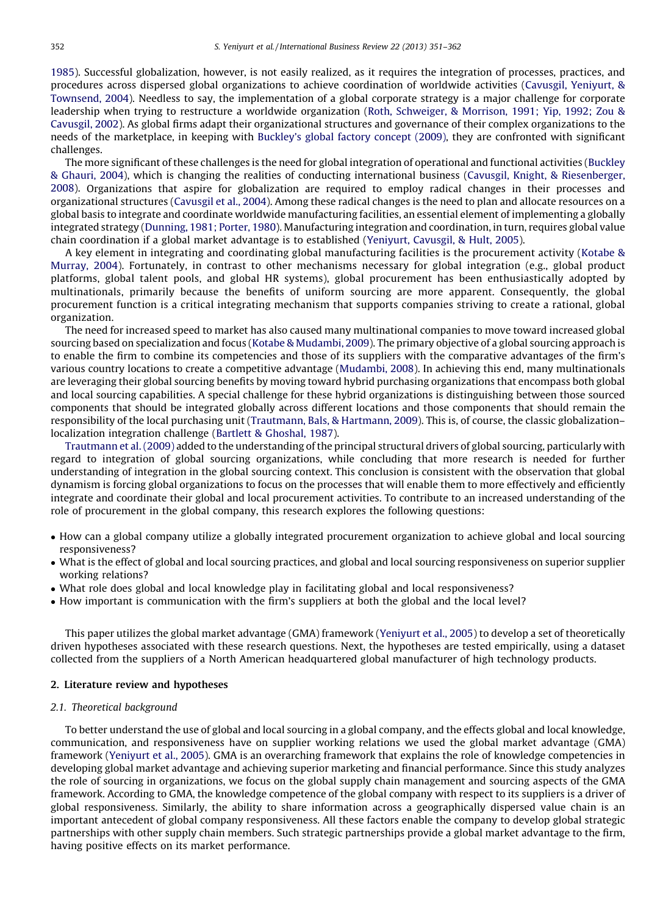1985). Successful globalization, however, is not easily realized, as it requires the integration of processes, practices, and procedures across dispersed global organizations to achieve coordination of worldwide activities (Cavusgil, Yeniyurt, & Townsend, 2004). Needless to say, the implementation of a global corporate strategy is a major challenge for corporate leadership when trying to restructure a worldwide organization (Roth, Schweiger, & Morrison, 1991; Yip, 1992; Zou & Cavusgil, 2002). As global firms adapt their organizational structures and governance of their complex organizations to the needs of the marketplace, in keeping with Buckley's global factory concept (2009), they are confronted with significant challenges.

The more significant of these challenges is the need for global integration of operational and functional activities (Buckley & Ghauri, 2004), which is changing the realities of conducting international business (Cavusgil, Knight, & Riesenberger, 2008). Organizations that aspire for globalization are required to employ radical changes in their processes and organizational structures (Cavusgil et al., 2004). Among these radical changes is the need to plan and allocate resources on a global basis to integrate and coordinate worldwide manufacturing facilities, an essential element of implementing a globally integrated strategy (Dunning, 1981; Porter, 1980). Manufacturing integration and coordination, in turn, requires global value chain coordination if a global market advantage is to be established (Yeniyurt, Cavusgil, & Hult, 2005).

A key element in integrating and coordinating global manufacturing facilities is the procurement activity (Kotabe & Murray, 2004). Fortunately, in contrast to other mechanisms necessary for global integration (e.g., global product platforms, global talent pools, and global HR systems), global procurement has been enthusiastically adopted by multinationals, primarily because the benefits of uniform sourcing are more apparent. Consequently, the global procurement function is a critical integrating mechanism that supports companies striving to create a rational, global organization.

The need for increased speed to market has also caused many multinational companies to move toward increased global sourcing based on specialization and focus (Kotabe & Mudambi, 2009). The primary objective of a global sourcing approach is to enable the firm to combine its competencies and those of its suppliers with the comparative advantages of the firm's various country locations to create a competitive advantage (Mudambi, 2008). In achieving this end, many multinationals are leveraging their global sourcing benefits by moving toward hybrid purchasing organizations that encompass both global and local sourcing capabilities. A special challenge for these hybrid organizations is distinguishing between those sourced components that should be integrated globally across different locations and those components that should remain the responsibility of the local purchasing unit (Trautmann, Bals, & Hartmann, 2009). This is, of course, the classic globalization–localization integration challenge (Bartlett & Ghoshal, 1987).

Trautmann et al. (2009) added to the understanding of the principal structural drivers of global sourcing, particularly with regard to integration of global sourcing organizations, while concluding that more research is needed for further understanding of integration in the global sourcing context. This conclusion is consistent with the observation that global dynamism is forcing global organizations to focus on the processes that will enable them to more effectively and efficiently integrate and coordinate their global and local procurement activities. To contribute to an increased understanding of the role of procurement in the global company, this research explores the following questions:

- How can a global company utilize a globally integrated procurement organization to achieve global and local sourcing responsiveness?
- What is the effect of global and local sourcing practices, and global and local sourcing responsiveness on superior supplier working relations?
- What role does global and local knowledge play in facilitating global and local responsiveness?
- How important is communication with the firm's suppliers at both the global and the local level?

This paper utilizes the global market advantage (GMA) framework (Yeniyurt et al., 2005) to develop a set of theoretically driven hypotheses associated with these research questions. Next, the hypotheses are tested empirically, using a dataset collected from the suppliers of a North American headquartered global manufacturer of high technology products.

## 2. Literature review and hypotheses

### 2.1. Theoretical background

To better understand the use of global and local sourcing in a global company, and the effects global and local knowledge, communication, and responsiveness have on supplier working relations we used the global market advantage (GMA) framework (Yeniyurt et al., 2005). GMA is an overarching framework that explains the role of knowledge competencies in developing global market advantage and achieving superior marketing and financial performance. Since this study analyzes the role of sourcing in organizations, we focus on the global supply chain management and sourcing aspects of the GMA framework. According to GMA, the knowledge competence of the global company with respect to its suppliers is a driver of global responsiveness. Similarly, the ability to share information across a geographically dispersed value chain is an important antecedent of global company responsiveness. All these factors enable the company to develop global strategic partnerships with other supply chain members. Such strategic partnerships provide a global market advantage to the firm, having positive effects on its market performance.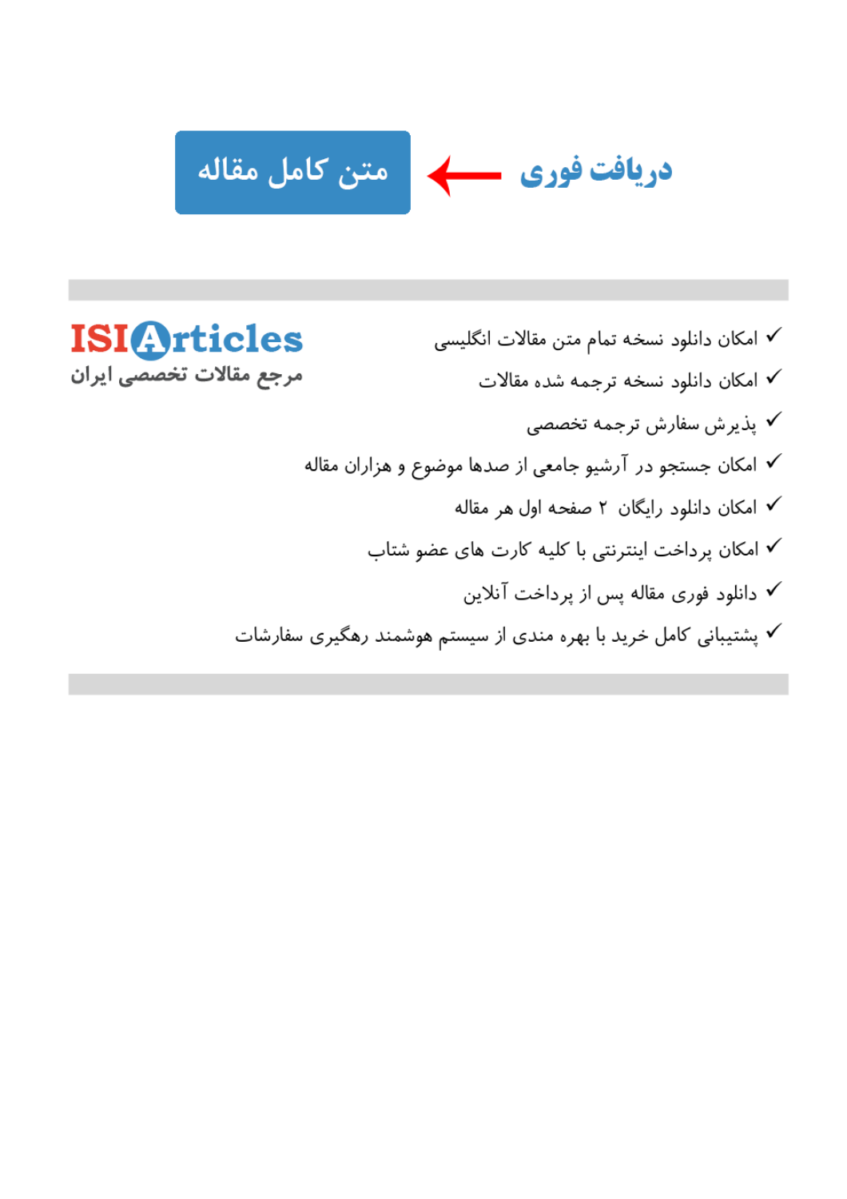دریافت فوری ← متن کامل مقاله

ISIArticles
مرجع مقالات تخصصی ایران

- ✓ امکان دانلود نسخه تمام متن مقالات انگلیسی
- ✓ امکان دانلود نسخه ترجمه شده مقالات
- ✓ پذیرش سفارش ترجمه تخصصی
- ✓ امکان جستجو در آرشیو جامعی از صدها موضوع و هزاران مقاله
- ✓ امکان دانلود رایگان ۲ صفحه اول هر مقاله
- ✓ امکان پرداخت اینترنتی با کلیه کارت های عضو شتاب
- ✓ دانلود فوری مقاله پس از پرداخت آنلاین
- ✓ پشتیبانی کامل خرید با بهره مندی از سیستم هوشمند رهگیری سفارشات